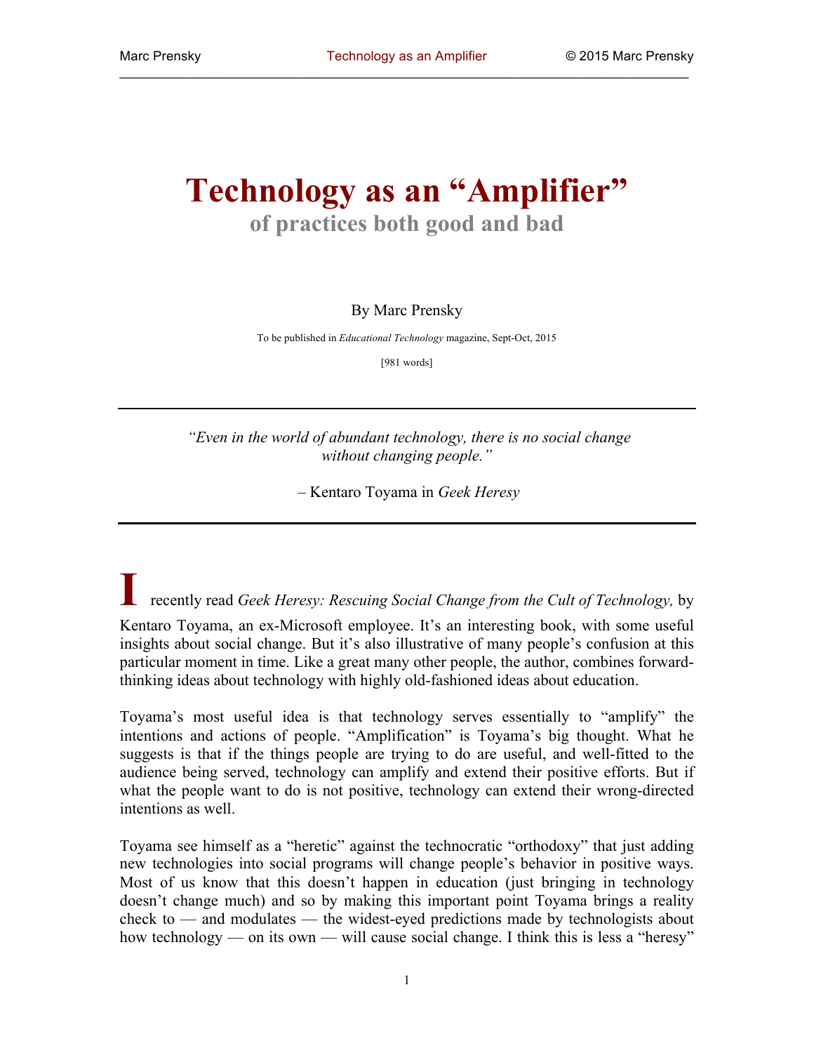# Technology as an "Amplifier"

## of practices both good and bad

By Marc Prensky

To be published in *Educational Technology* magazine, Sept-Oct, 2015

[981 words]

---

*"Even in the world of abundant technology, there is no social change without changing people."*

– Kentaro Toyama in *Geek Heresy*

---

I recently read *Geek Heresy: Rescuing Social Change from the Cult of Technology,* by Kentaro Toyama, an ex-Microsoft employee. It's an interesting book, with some useful insights about social change. But it's also illustrative of many people's confusion at this particular moment in time. Like a great many other people, the author, combines forward-thinking ideas about technology with highly old-fashioned ideas about education.

Toyama's most useful idea is that technology serves essentially to "amplify" the intentions and actions of people. "Amplification" is Toyama's big thought. What he suggests is that if the things people are trying to do are useful, and well-fitted to the audience being served, technology can amplify and extend their positive efforts. But if what the people want to do is not positive, technology can extend their wrong-directed intentions as well.

Toyama see himself as a "heretic" against the technocratic "orthodoxy" that just adding new technologies into social programs will change people's behavior in positive ways. Most of us know that this doesn't happen in education (just bringing in technology doesn't change much) and so by making this important point Toyama brings a reality check to — and modulates — the widest-eyed predictions made by technologists about how technology — on its own — will cause social change. I think this is less a "heresy"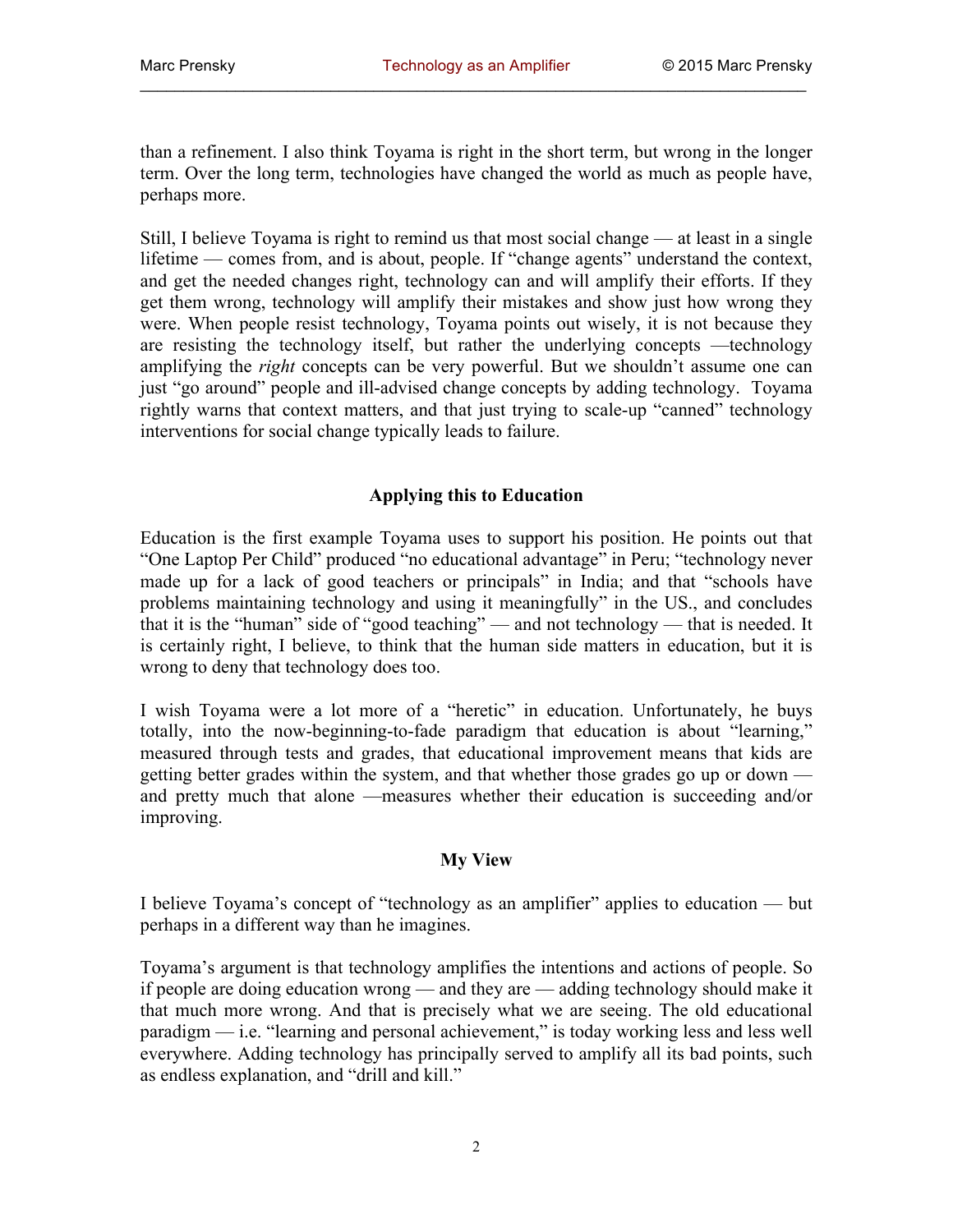than a refinement. I also think Toyama is right in the short term, but wrong in the longer term. Over the long term, technologies have changed the world as much as people have, perhaps more.

Still, I believe Toyama is right to remind us that most social change — at least in a single lifetime — comes from, and is about, people. If "change agents" understand the context, and get the needed changes right, technology can and will amplify their efforts. If they get them wrong, technology will amplify their mistakes and show just how wrong they were. When people resist technology, Toyama points out wisely, it is not because they are resisting the technology itself, but rather the underlying concepts —technology amplifying the *right* concepts can be very powerful. But we shouldn't assume one can just "go around" people and ill-advised change concepts by adding technology. Toyama rightly warns that context matters, and that just trying to scale-up "canned" technology interventions for social change typically leads to failure.

### Applying this to Education

Education is the first example Toyama uses to support his position. He points out that "One Laptop Per Child" produced "no educational advantage" in Peru; "technology never made up for a lack of good teachers or principals" in India; and that "schools have problems maintaining technology and using it meaningfully" in the US., and concludes that it is the "human" side of "good teaching" — and not technology — that is needed. It is certainly right, I believe, to think that the human side matters in education, but it is wrong to deny that technology does too.

I wish Toyama were a lot more of a "heretic" in education. Unfortunately, he buys totally, into the now-beginning-to-fade paradigm that education is about "learning," measured through tests and grades, that educational improvement means that kids are getting better grades within the system, and that whether those grades go up or down — and pretty much that alone —measures whether their education is succeeding and/or improving.

### My View

I believe Toyama's concept of "technology as an amplifier" applies to education — but perhaps in a different way than he imagines.

Toyama's argument is that technology amplifies the intentions and actions of people. So if people are doing education wrong — and they are — adding technology should make it that much more wrong. And that is precisely what we are seeing. The old educational paradigm — i.e. "learning and personal achievement," is today working less and less well everywhere. Adding technology has principally served to amplify all its bad points, such as endless explanation, and "drill and kill."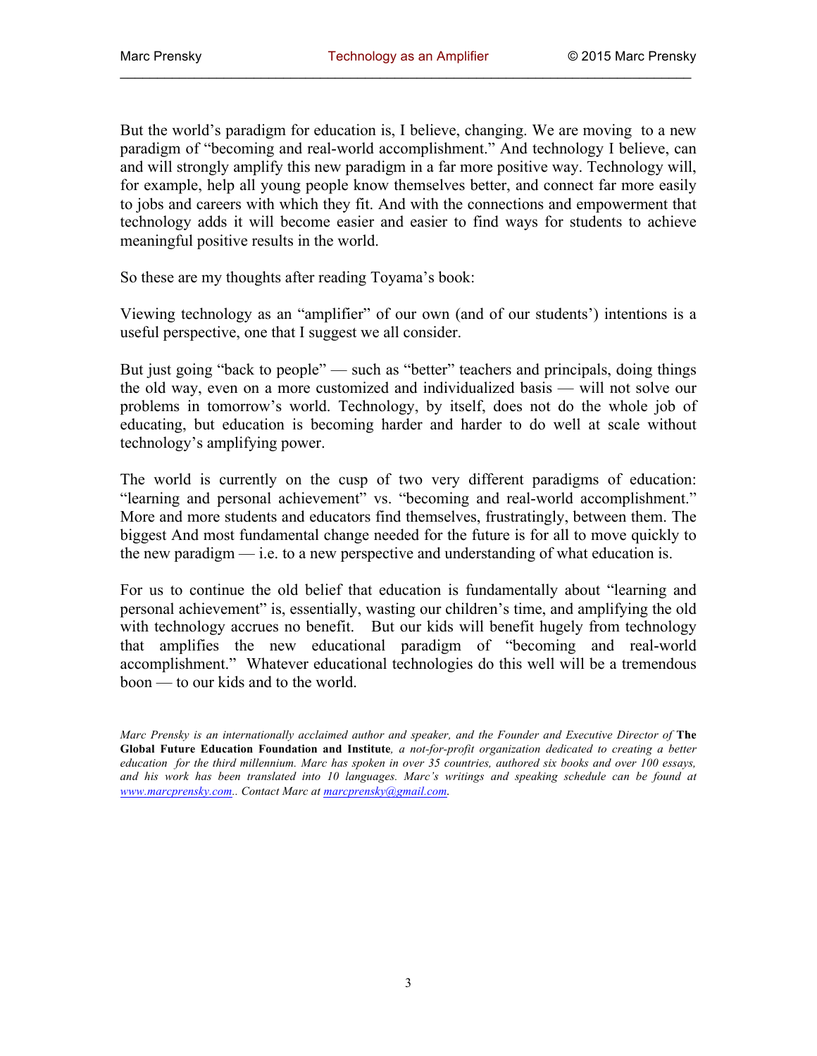But the world's paradigm for education is, I believe, changing. We are moving  to a new paradigm of "becoming and real-world accomplishment." And technology I believe, can and will strongly amplify this new paradigm in a far more positive way. Technology will, for example, help all young people know themselves better, and connect far more easily to jobs and careers with which they fit. And with the connections and empowerment that technology adds it will become easier and easier to find ways for students to achieve meaningful positive results in the world.

So these are my thoughts after reading Toyama's book:

Viewing technology as an "amplifier" of our own (and of our students') intentions is a useful perspective, one that I suggest we all consider.

But just going "back to people" — such as "better" teachers and principals, doing things the old way, even on a more customized and individualized basis — will not solve our problems in tomorrow's world. Technology, by itself, does not do the whole job of educating, but education is becoming harder and harder to do well at scale without technology's amplifying power.

The world is currently on the cusp of two very different paradigms of education: "learning and personal achievement" vs. "becoming and real-world accomplishment." More and more students and educators find themselves, frustratingly, between them. The biggest And most fundamental change needed for the future is for all to move quickly to the new paradigm — i.e. to a new perspective and understanding of what education is.

For us to continue the old belief that education is fundamentally about "learning and personal achievement" is, essentially, wasting our children's time, and amplifying the old with technology accrues no benefit.  But our kids will benefit hugely from technology that amplifies the new educational paradigm of "becoming and real-world accomplishment."  Whatever educational technologies do this well will be a tremendous boon — to our kids and to the world.

*Marc Prensky is an internationally acclaimed author and speaker, and the Founder and Executive Director of* **The Global Future Education Foundation and Institute***, a not-for-profit organization dedicated to creating a better education  for the third millennium. Marc has spoken in over 35 countries, authored six books and over 100 essays, and his work has been translated into 10 languages. Marc's writings and speaking schedule can be found at [www.marcprensky.com](http://www.marcprensky.com).. Contact Marc at [marcprensky@gmail.com](mailto:marcprensky@gmail.com).*